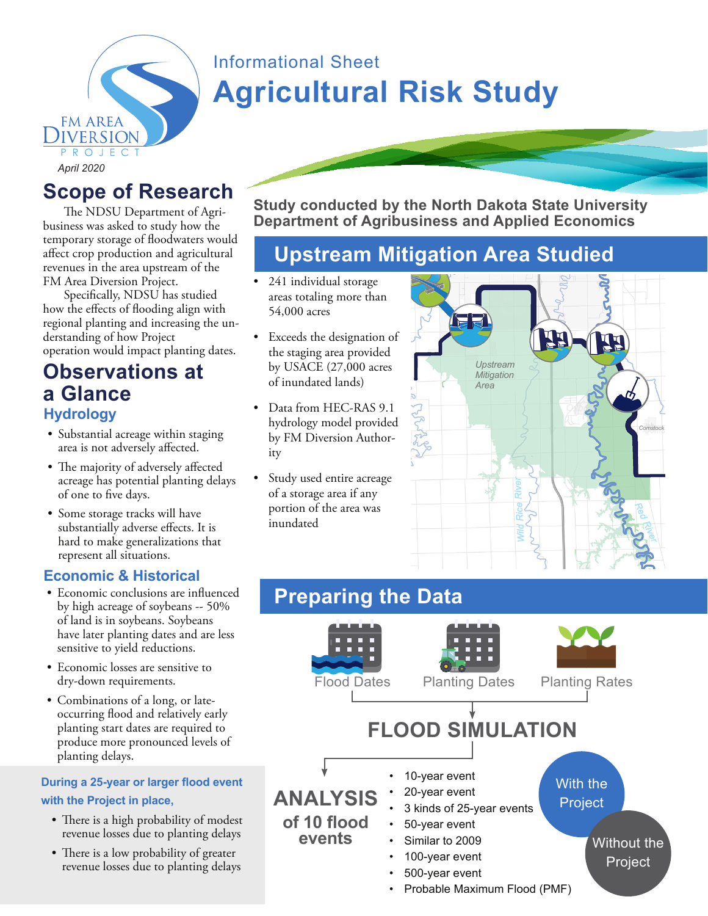FM AREA DIVERSION PROJECT

April 2020

Informational Sheet

# Agricultural Risk Study

## Scope of Research

The NDSU Department of Agribusiness was asked to study how the temporary storage of floodwaters would affect crop production and agricultural revenues in the area upstream of the FM Area Diversion Project.

Specifically, NDSU has studied how the effects of flooding align with regional planting and increasing the understanding of how Project operation would impact planting dates.

## Observations at a Glance

### Hydrology

- Substantial acreage within staging area is not adversely affected.
- The majority of adversely affected acreage has potential planting delays of one to five days.
- Some storage tracks will have substantially adverse effects. It is hard to make generalizations that represent all situations.

### Economic & Historical

- Economic conclusions are influenced by high acreage of soybeans -- 50% of land is in soybeans. Soybeans have later planting dates and are less sensitive to yield reductions.
- Economic losses are sensitive to dry-down requirements.
- Combinations of a long, or late-occurring flood and relatively early planting start dates are required to produce more pronounced levels of planting delays.

**During a 25-year or larger flood event with the Project in place,**

- There is a high probability of modest revenue losses due to planting delays
- There is a low probability of greater revenue losses due to planting delays

**Study conducted by the North Dakota State University Department of Agribusiness and Applied Economics**

## Upstream Mitigation Area Studied

- 241 individual storage areas totaling more than 54,000 acres
- Exceeds the designation of the staging area provided by USACE (27,000 acres of inundated lands)
- Data from HEC-RAS 9.1 hydrology model provided by FM Diversion Authority
- Study used entire acreage of a storage area if any portion of the area was inundated

Upstream Mitigation Area

Comstock

Wild Rice River

Red River

## Preparing the Data

Flood Dates → Planting Dates → Planting Rates

**FLOOD SIMULATION**

**ANALYSIS of 10 flood events**

- 10-year event
- 20-year event
- 3 kinds of 25-year events
- 50-year event
- Similar to 2009
- 100-year event
- 500-year event
- Probable Maximum Flood (PMF)

With the Project

Without the Project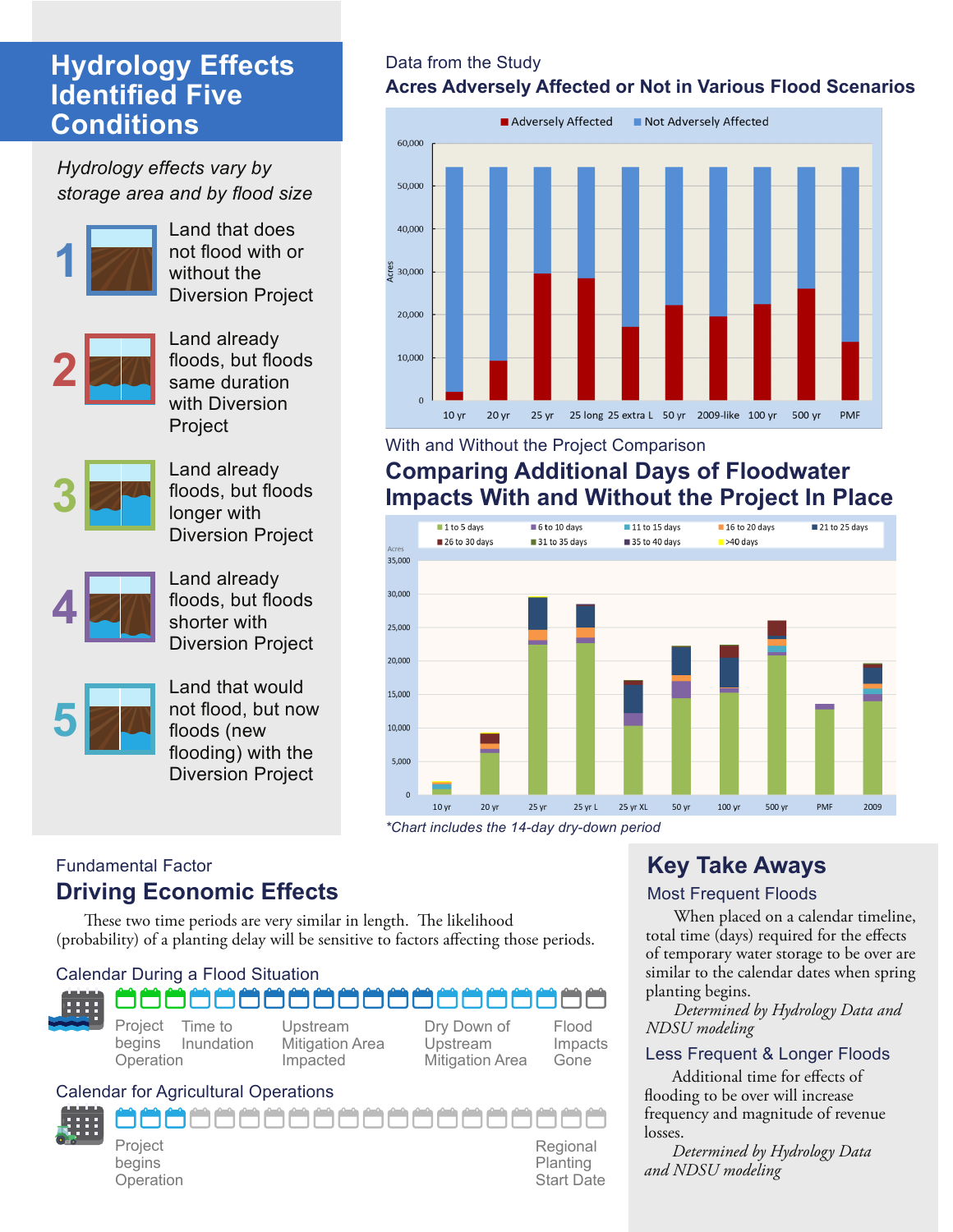# Hydrology Effects Identified Five Conditions

*Hydrology effects vary by storage area and by flood size*

1. Land that does not flood with or without the Diversion Project
2. Land already floods, but floods same duration with Diversion Project
3. Land already floods, but floods longer with Diversion Project
4. Land already floods, but floods shorter with Diversion Project
5. Land that would not flood, but now floods (new flooding) with the Diversion Project

Data from the Study

## Acres Adversely Affected or Not in Various Flood Scenarios

Adversely Affected
Not Adversely Affected

Acres

60,000
50,000
40,000
30,000
20,000
10,000
0

10 yr
20 yr
25 yr
25 long
25 extra L
50 yr
2009-like
100 yr
500 yr
PMF

With and Without the Project Comparison

## Comparing Additional Days of Floodwater Impacts With and Without the Project In Place

1 to 5 days
6 to 10 days
11 to 15 days
16 to 20 days
21 to 25 days
26 to 30 days
31 to 35 days
35 to 40 days
>40 days

Acres

35,000
30,000
25,000
20,000
15,000
10,000
5,000
0

10 yr
20 yr
25 yr
25 yr L
25 yr XL
50 yr
100 yr
500 yr
PMF
2009

*\*Chart includes the 14-day dry-down period*

Fundamental Factor

## Driving Economic Effects

These two time periods are very similar in length. The likelihood (probability) of a planting delay will be sensitive to factors affecting those periods.

### Calendar During a Flood Situation

Project begins Operation
Time to Inundation
Upstream Mitigation Area Impacted
Dry Down of Upstream Mitigation Area
Flood Impacts Gone

### Calendar for Agricultural Operations

Project begins Operation
Regional Planting Start Date

## Key Take Aways

### Most Frequent Floods

When placed on a calendar timeline, total time (days) required for the effects of temporary water storage to be over are similar to the calendar dates when spring planting begins.

*Determined by Hydrology Data and NDSU modeling*

### Less Frequent & Longer Floods

Additional time for effects of flooding to be over will increase frequency and magnitude of revenue losses.

*Determined by Hydrology Data and NDSU modeling*